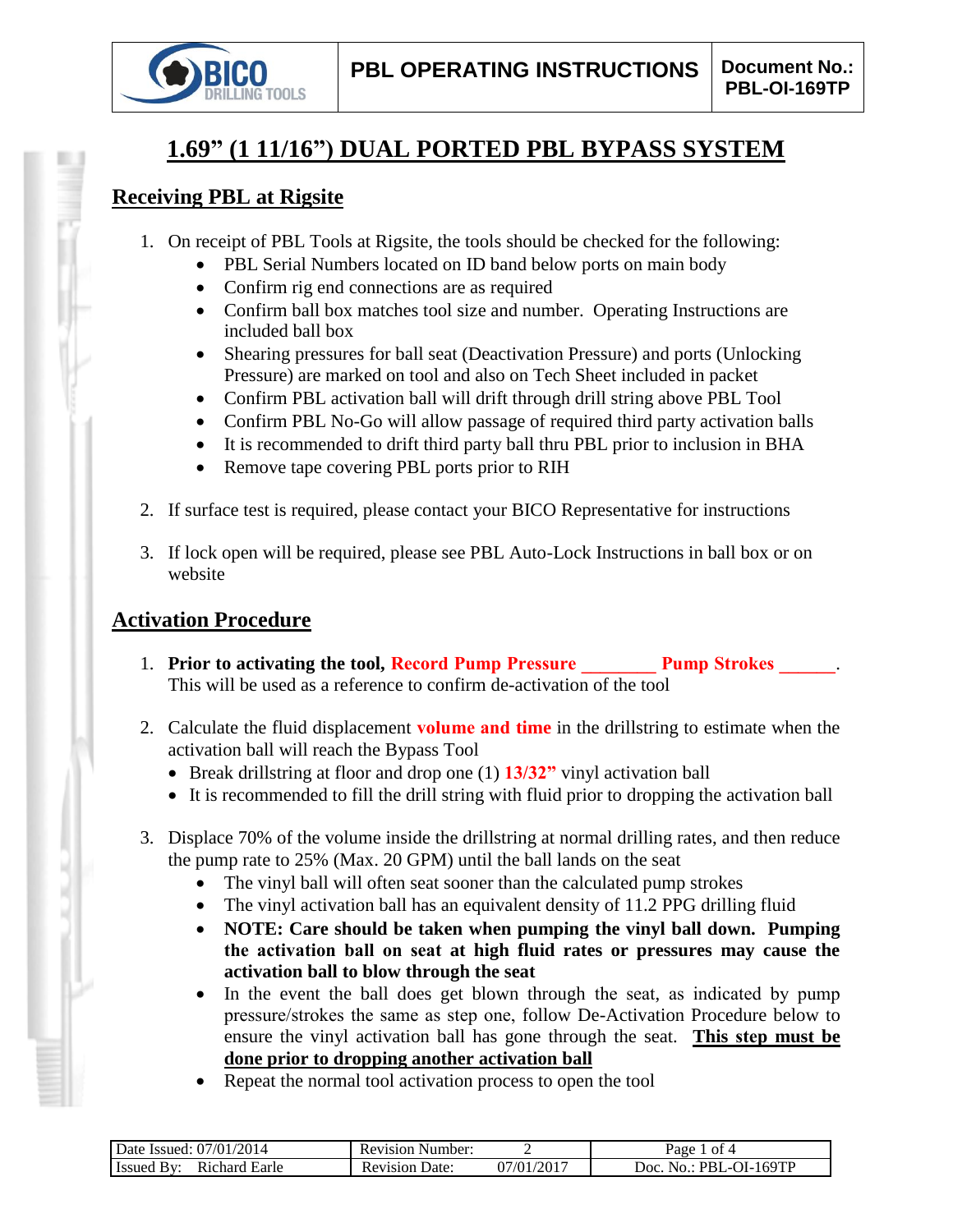# 1.69" (1 11/16") DUAL PORTED PBL BYPASS SYSTEM

## Receiving PBL at Rigsite

1. On receipt of PBL Tools at Rigsite, the tools should be checked for the following:
    - PBL Serial Numbers located on ID band below ports on main body
    - Confirm rig end connections are as required
    - Confirm ball box matches tool size and number. Operating Instructions are included ball box
    - Shearing pressures for ball seat (Deactivation Pressure) and ports (Unlocking Pressure) are marked on tool and also on Tech Sheet included in packet
    - Confirm PBL activation ball will drift through drill string above PBL Tool
    - Confirm PBL No-Go will allow passage of required third party activation balls
    - It is recommended to drift third party ball thru PBL prior to inclusion in BHA
    - Remove tape covering PBL ports prior to RIH

2. If surface test is required, please contact your BICO Representative for instructions

3. If lock open will be required, please see PBL Auto-Lock Instructions in ball box or on website

## Activation Procedure

1. **Prior to activating the tool, Record Pump Pressure ________ Pump Strokes ______.** This will be used as a reference to confirm de-activation of the tool

2. Calculate the fluid displacement **volume and time** in the drillstring to estimate when the activation ball will reach the Bypass Tool
    - Break drillstring at floor and drop one (1) **13/32"** vinyl activation ball
    - It is recommended to fill the drill string with fluid prior to dropping the activation ball

3. Displace 70% of the volume inside the drillstring at normal drilling rates, and then reduce the pump rate to 25% (Max. 20 GPM) until the ball lands on the seat
    - The vinyl ball will often seat sooner than the calculated pump strokes
    - The vinyl activation ball has an equivalent density of 11.2 PPG drilling fluid
    - **NOTE: Care should be taken when pumping the vinyl ball down. Pumping the activation ball on seat at high fluid rates or pressures may cause the activation ball to blow through the seat**
    - In the event the ball does get blown through the seat, as indicated by pump pressure/strokes the same as step one, follow De-Activation Procedure below to ensure the vinyl activation ball has gone through the seat. **This step must be done prior to dropping another activation ball**
    - Repeat the normal tool activation process to open the tool

| Date Issued: 07/01/2014 | Revision Number: 2 | Page 1 of 4 |
|---|---|---|
| Issued By: Richard Earle | Revision Date: 07/01/2017 | Doc. No.: PBL-OI-169TP |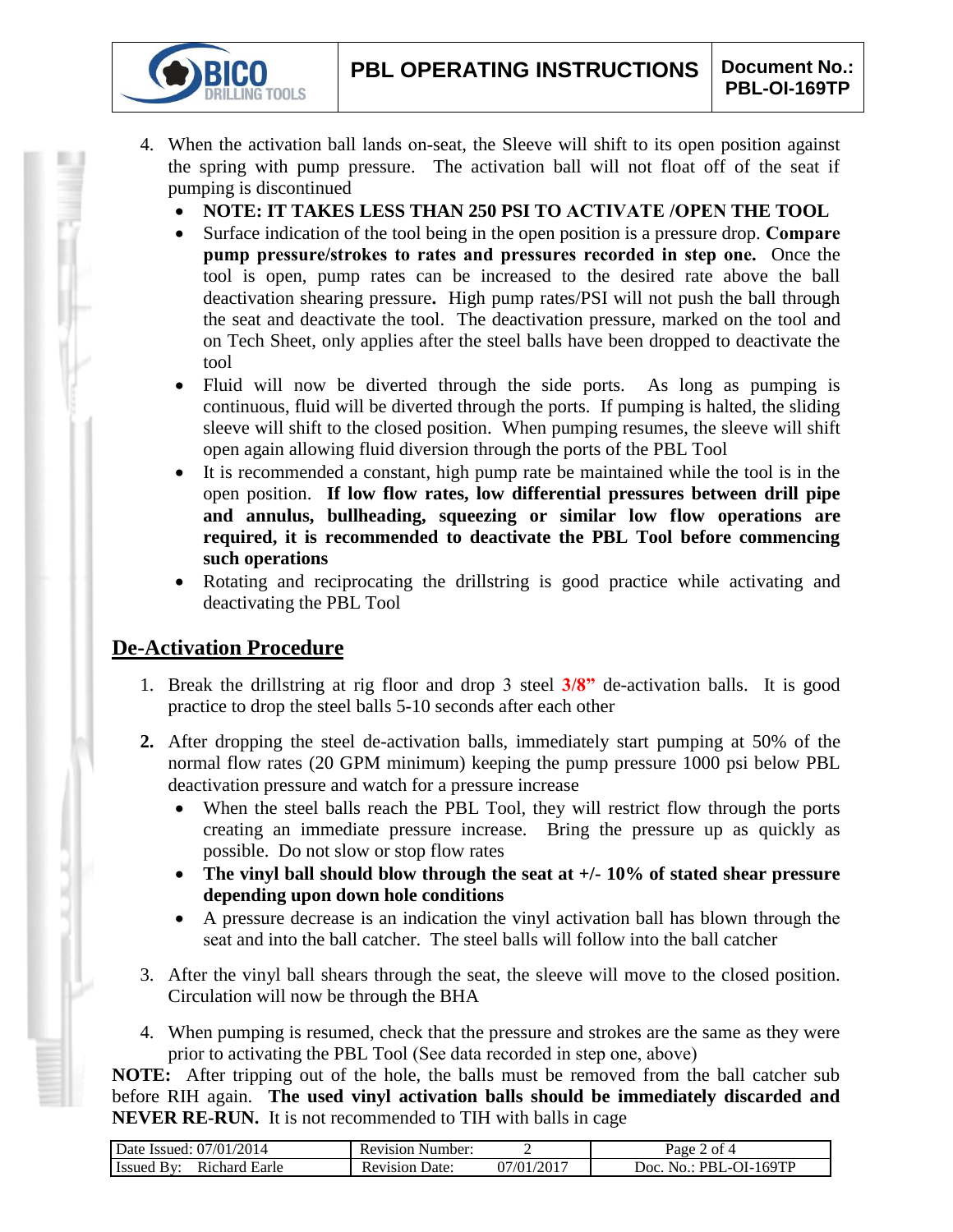4. When the activation ball lands on-seat, the Sleeve will shift to its open position against the spring with pump pressure. The activation ball will not float off of the seat if pumping is discontinued
   - **NOTE: IT TAKES LESS THAN 250 PSI TO ACTIVATE /OPEN THE TOOL**
   - Surface indication of the tool being in the open position is a pressure drop. **Compare pump pressure/strokes to rates and pressures recorded in step one.** Once the tool is open, pump rates can be increased to the desired rate above the ball deactivation shearing pressure**.** High pump rates/PSI will not push the ball through the seat and deactivate the tool. The deactivation pressure, marked on the tool and on Tech Sheet, only applies after the steel balls have been dropped to deactivate the tool
   - Fluid will now be diverted through the side ports. As long as pumping is continuous, fluid will be diverted through the ports. If pumping is halted, the sliding sleeve will shift to the closed position. When pumping resumes, the sleeve will shift open again allowing fluid diversion through the ports of the PBL Tool
   - It is recommended a constant, high pump rate be maintained while the tool is in the open position. **If low flow rates, low differential pressures between drill pipe and annulus, bullheading, squeezing or similar low flow operations are required, it is recommended to deactivate the PBL Tool before commencing such operations**
   - Rotating and reciprocating the drillstring is good practice while activating and deactivating the PBL Tool

## De-Activation Procedure

1. Break the drillstring at rig floor and drop 3 steel **3/8”** de-activation balls. It is good practice to drop the steel balls 5-10 seconds after each other

2. After dropping the steel de-activation balls, immediately start pumping at 50% of the normal flow rates (20 GPM minimum) keeping the pump pressure 1000 psi below PBL deactivation pressure and watch for a pressure increase
   - When the steel balls reach the PBL Tool, they will restrict flow through the ports creating an immediate pressure increase. Bring the pressure up as quickly as possible. Do not slow or stop flow rates
   - **The vinyl ball should blow through the seat at +/- 10% of stated shear pressure depending upon down hole conditions**
   - A pressure decrease is an indication the vinyl activation ball has blown through the seat and into the ball catcher. The steel balls will follow into the ball catcher

3. After the vinyl ball shears through the seat, the sleeve will move to the closed position. Circulation will now be through the BHA

4. When pumping is resumed, check that the pressure and strokes are the same as they were prior to activating the PBL Tool (See data recorded in step one, above)

**NOTE:** After tripping out of the hole, the balls must be removed from the ball catcher sub before RIH again. **The used vinyl activation balls should be immediately discarded and NEVER RE-RUN.** It is not recommended to TIH with balls in cage

| Date Issued: 07/01/2014 | Revision Number: 2 | Page 2 of 4 |
|---|---|---|
| Issued By: Richard Earle | Revision Date: 07/01/2017 | Doc. No.: PBL-OI-169TP |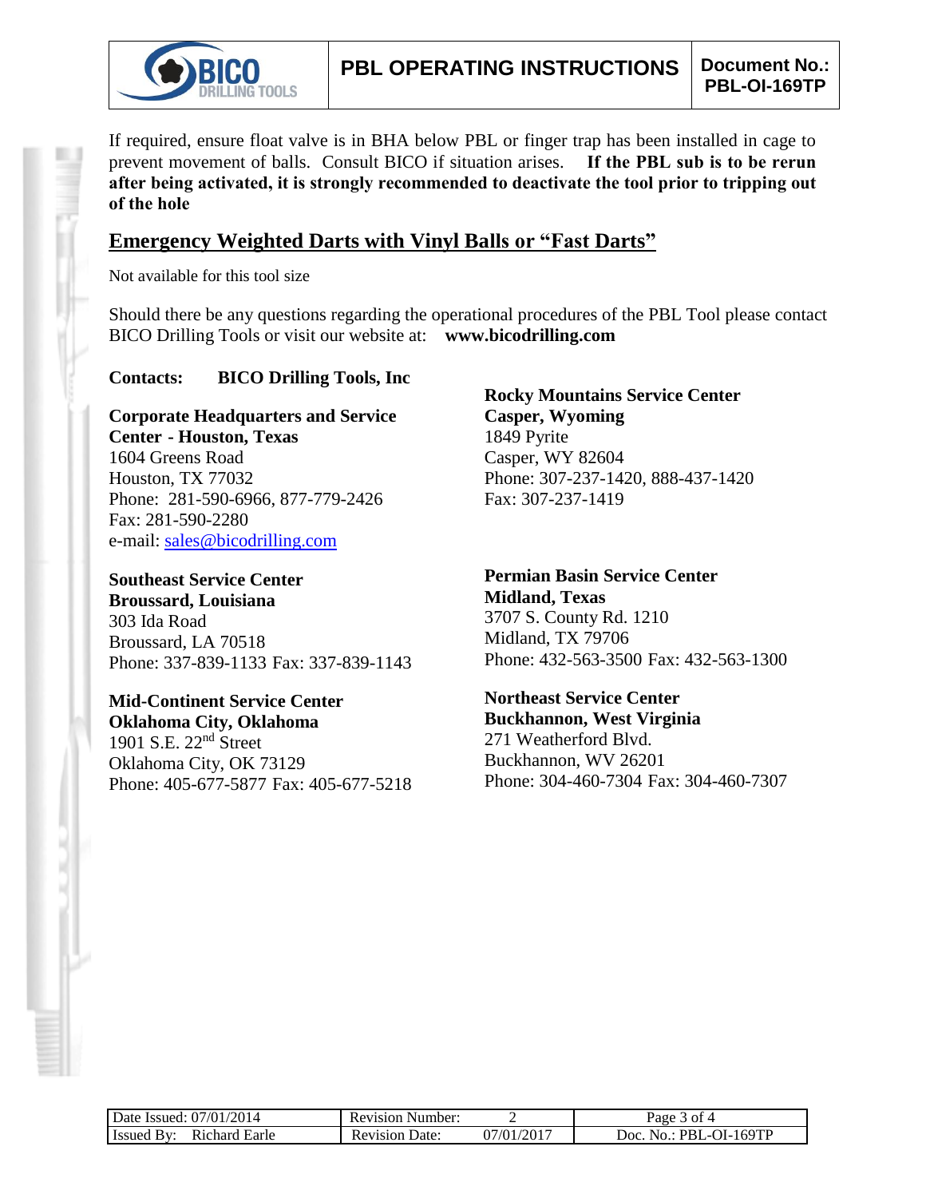If required, ensure float valve is in BHA below PBL or finger trap has been installed in cage to prevent movement of balls. Consult BICO if situation arises. **If the PBL sub is to be rerun after being activated, it is strongly recommended to deactivate the tool prior to tripping out of the hole**

## Emergency Weighted Darts with Vinyl Balls or "Fast Darts"

Not available for this tool size

Should there be any questions regarding the operational procedures of the PBL Tool please contact BICO Drilling Tools or visit our website at: **www.bicodrilling.com**

**Contacts: BICO Drilling Tools, Inc**

**Corporate Headquarters and Service Center - Houston, Texas**
1604 Greens Road
Houston, TX 77032
Phone: 281-590-6966, 877-779-2426
Fax: 281-590-2280
e-mail: sales@bicodrilling.com

**Southeast Service Center**
**Broussard, Louisiana**
303 Ida Road
Broussard, LA 70518
Phone: 337-839-1133 Fax: 337-839-1143

**Mid-Continent Service Center**
**Oklahoma City, Oklahoma**
1901 S.E. 22nd Street
Oklahoma City, OK 73129
Phone: 405-677-5877 Fax: 405-677-5218

**Rocky Mountains Service Center**
**Casper, Wyoming**
1849 Pyrite
Casper, WY 82604
Phone: 307-237-1420, 888-437-1420
Fax: 307-237-1419

**Permian Basin Service Center**
**Midland, Texas**
3707 S. County Rd. 1210
Midland, TX 79706
Phone: 432-563-3500 Fax: 432-563-1300

**Northeast Service Center**
**Buckhannon, West Virginia**
271 Weatherford Blvd.
Buckhannon, WV 26201
Phone: 304-460-7304 Fax: 304-460-7307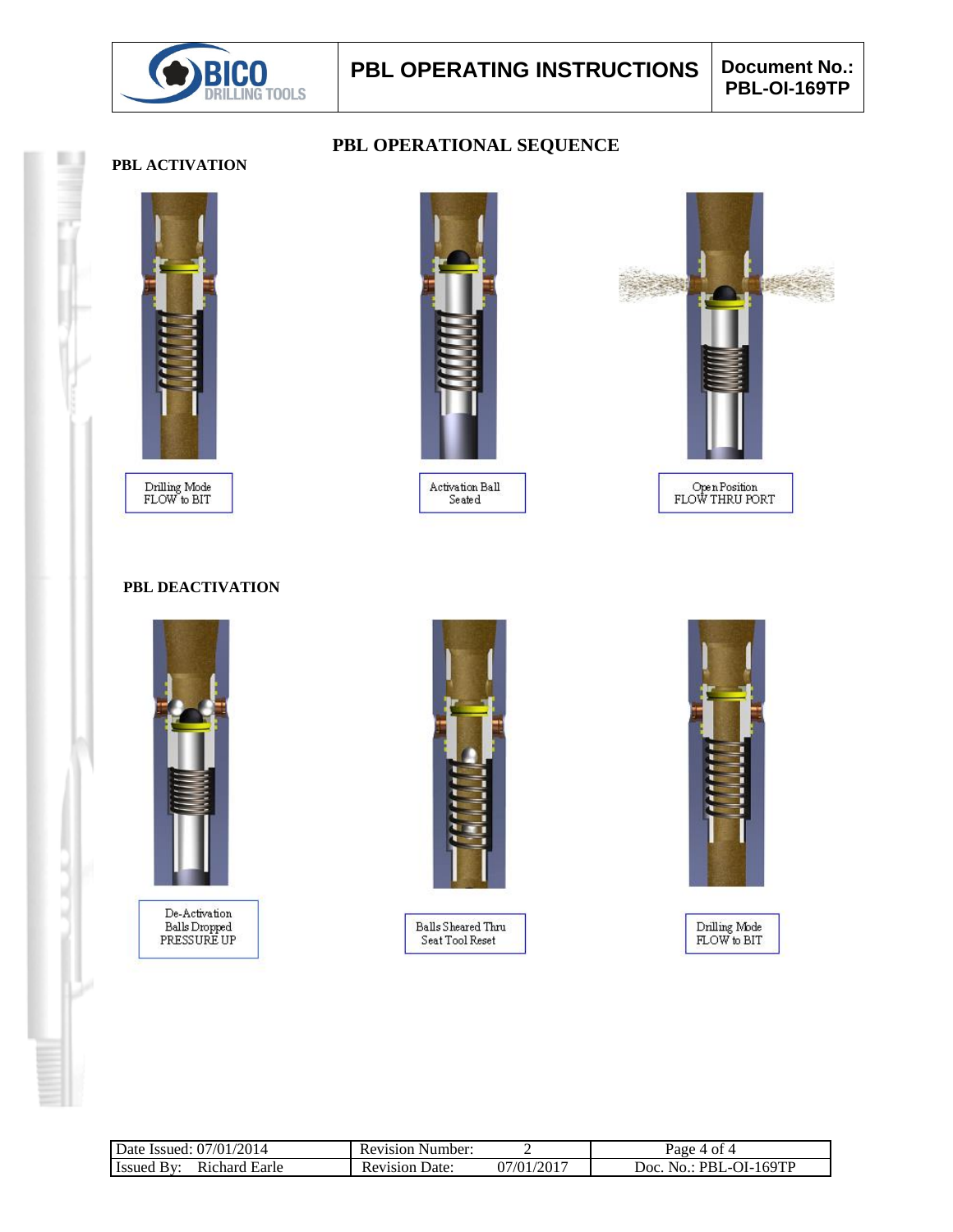## PBL OPERATIONAL SEQUENCE

**PBL ACTIVATION**

Drilling Mode
FLOW to BIT

Activation Ball
Seated

Open Position
FLOW THRU PORT

**PBL DEACTIVATION**

De-Activation
Balls Dropped
PRESSURE UP

Balls Sheared Thru
Seat Tool Reset

Drilling Mode
FLOW to BIT

| | | |
|---|---|---|
| Date Issued: 07/01/2014 | Revision Number: 2 | Page 4 of 4 |
| Issued By: Richard Earle | Revision Date: 07/01/2017 | Doc. No.: PBL-OI-169TP |